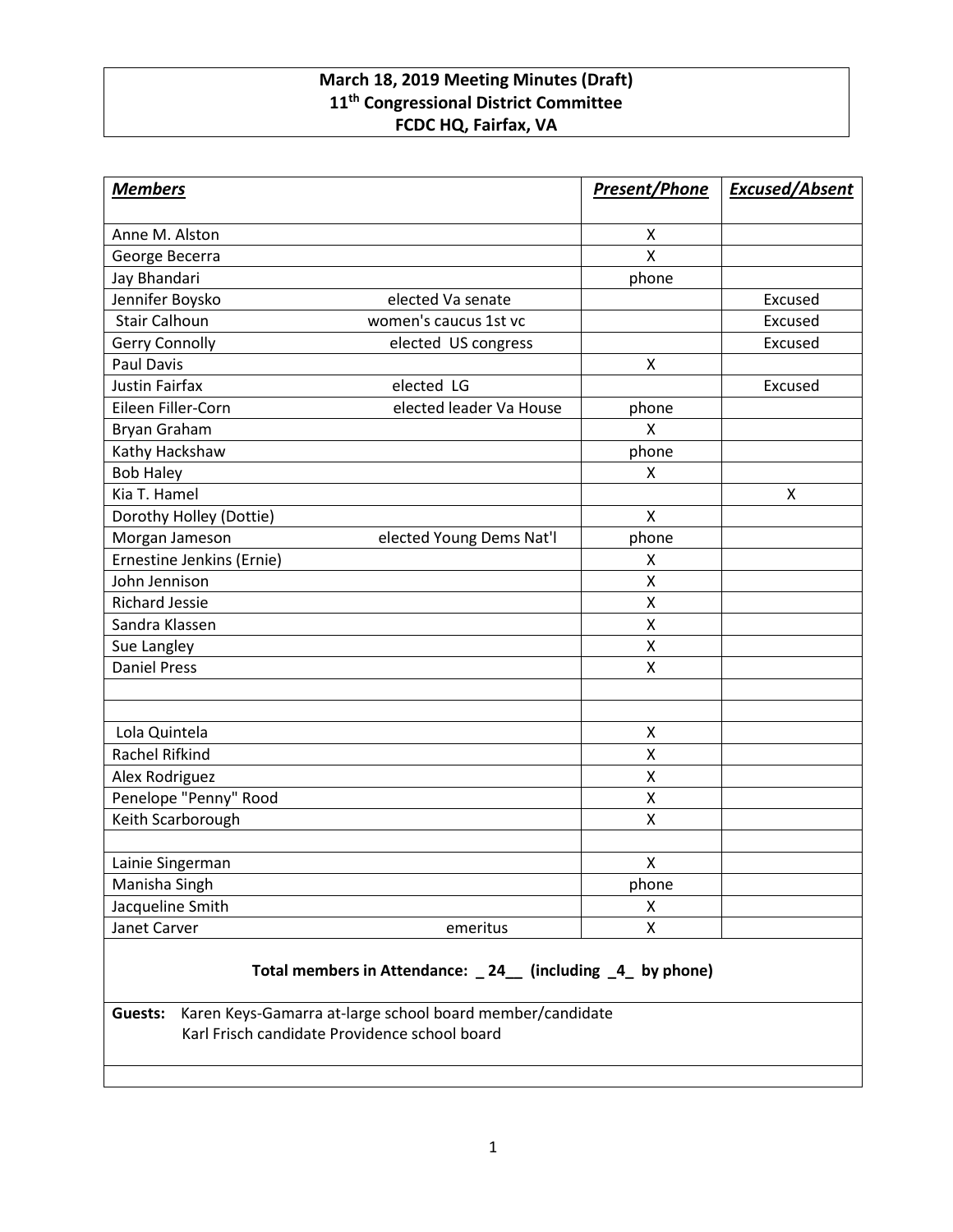# March 18, 2019 Meeting Minutes (Draft)
## 11th Congressional District Committee
## FCDC HQ, Fairfax, VA

| ***Members*** | | ***Present/Phone*** | ***Excused/Absent*** |
|---|---|---|---|
| Anne M. Alston | | X | |
| George Becerra | | X | |
| Jay Bhandari | | phone | |
| Jennifer Boysko | elected Va senate | | Excused |
| Stair Calhoun | women's caucus 1st vc | | Excused |
| Gerry Connolly | elected US congress | | Excused |
| Paul Davis | | X | |
| Justin Fairfax | elected LG | | Excused |
| Eileen Filler-Corn | elected leader Va House | phone | |
| Bryan Graham | | X | |
| Kathy Hackshaw | | phone | |
| Bob Haley | | X | |
| Kia T. Hamel | | | X |
| Dorothy Holley (Dottie) | | X | |
| Morgan Jameson | elected Young Dems Nat'l | phone | |
| Ernestine Jenkins (Ernie) | | X | |
| John Jennison | | X | |
| Richard Jessie | | X | |
| Sandra Klassen | | X | |
| Sue Langley | | X | |
| Daniel Press | | X | |
| | | | |
| | | | |
| Lola Quintela | | X | |
| Rachel Rifkind | | X | |
| Alex Rodriguez | | X | |
| Penelope "Penny" Rood | | X | |
| Keith Scarborough | | X | |
| | | | |
| Lainie Singerman | | X | |
| Manisha Singh | | phone | |
| Jacqueline Smith | | X | |
| Janet Carver | emeritus | X | |

**Total members in Attendance: _ 24__ (including _4_ by phone)**

**Guests:** Karen Keys-Gamarra at-large school board member/candidate
Karl Frisch candidate Providence school board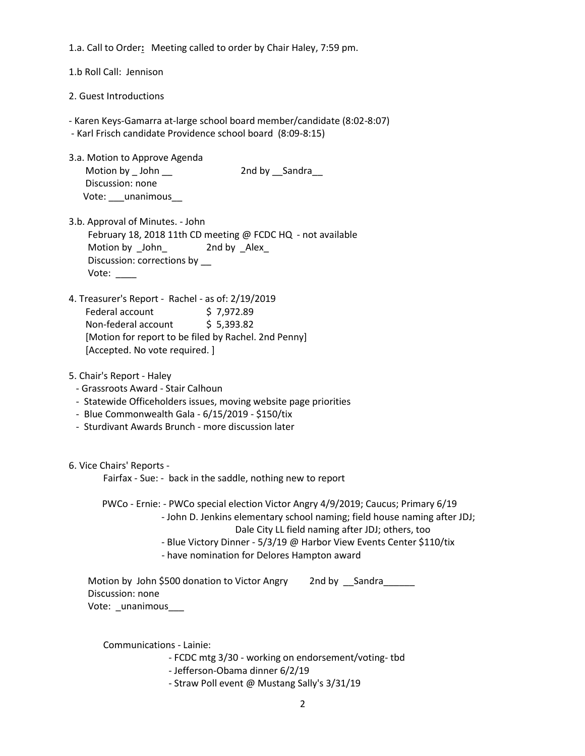1.a. Call to Order**:** Meeting called to order by Chair Haley, 7:59 pm.

1.b Roll Call: Jennison

2. Guest Introductions

- Karen Keys-Gamarra at-large school board member/candidate (8:02-8:07)
- Karl Frisch candidate Providence school board (8:09-8:15)

3.a. Motion to Approve Agenda
   Motion by _ John __ 2nd by __Sandra__
   Discussion: none
   Vote: ___unanimous__

3.b. Approval of Minutes. - John
   February 18, 2018 11th CD meeting @ FCDC HQ - not available
   Motion by _John_ 2nd by _Alex_
   Discussion: corrections by __
   Vote: ____

4. Treasurer's Report - Rachel - as of: 2/19/2019
   Federal account $ 7,972.89
   Non-federal account $ 5,393.82
   [Motion for report to be filed by Rachel. 2nd Penny]
   [Accepted. No vote required. ]

5. Chair's Report - Haley
   - Grassroots Award - Stair Calhoun
   - Statewide Officeholders issues, moving website page priorities
   - Blue Commonwealth Gala - 6/15/2019 - $150/tix
   - Sturdivant Awards Brunch - more discussion later

6. Vice Chairs' Reports -
   Fairfax - Sue: - back in the saddle, nothing new to report

   PWCo - Ernie: - PWCo special election Victor Angry 4/9/2019; Caucus; Primary 6/19
   - John D. Jenkins elementary school naming; field house naming after JDJ; Dale City LL field naming after JDJ; others, too
   - Blue Victory Dinner - 5/3/19 @ Harbor View Events Center $110/tix
   - have nomination for Delores Hampton award

   Motion by John $500 donation to Victor Angry 2nd by __Sandra______
   Discussion: none
   Vote: _unanimous___

   Communications - Lainie:
   - FCDC mtg 3/30 - working on endorsement/voting- tbd
   - Jefferson-Obama dinner 6/2/19
   - Straw Poll event @ Mustang Sally's 3/31/19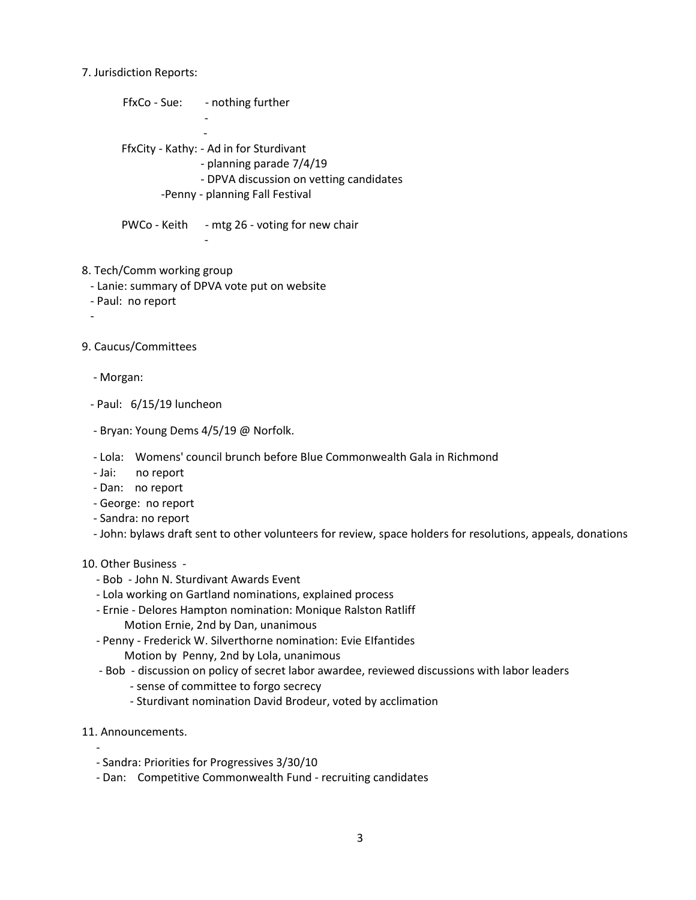7. Jurisdiction Reports:

FfxCo - Sue: - nothing further
-
-

FfxCity - Kathy: - Ad in for Sturdivant
- planning parade 7/4/19
- DPVA discussion on vetting candidates

-Penny - planning Fall Festival

PWCo - Keith - mtg 26 - voting for new chair
-

8. Tech/Comm working group

- Lanie: summary of DPVA vote put on website
- Paul: no report
-

9. Caucus/Committees

- Morgan:
- Paul: 6/15/19 luncheon
- Bryan: Young Dems 4/5/19 @ Norfolk.
- Lola: Womens' council brunch before Blue Commonwealth Gala in Richmond
- Jai: no report
- Dan: no report
- George: no report
- Sandra: no report
- John: bylaws draft sent to other volunteers for review, space holders for resolutions, appeals, donations

10. Other Business -

- Bob - John N. Sturdivant Awards Event
- Lola working on Gartland nominations, explained process
- Ernie - Delores Hampton nomination: Monique Ralston Ratliff
  Motion Ernie, 2nd by Dan, unanimous
- Penny - Frederick W. Silverthorne nomination: Evie Elfantides
  Motion by Penny, 2nd by Lola, unanimous
- Bob - discussion on policy of secret labor awardee, reviewed discussions with labor leaders
  - sense of committee to forgo secrecy
  - Sturdivant nomination David Brodeur, voted by acclimation

11. Announcements.

-
- Sandra: Priorities for Progressives 3/30/10
- Dan: Competitive Commonwealth Fund - recruiting candidates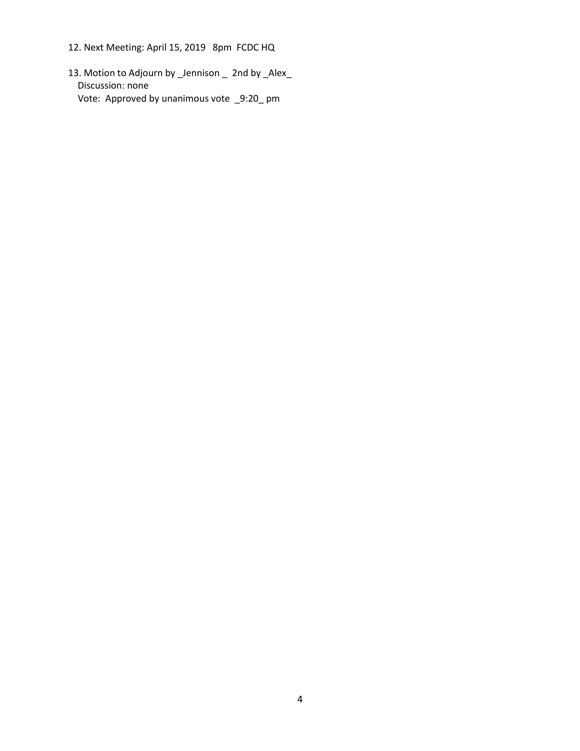12. Next Meeting: April 15, 2019 8pm FCDC HQ

13. Motion to Adjourn by _Jennison _ 2nd by _Alex_
   Discussion: none
   Vote: Approved by unanimous vote _9:20_ pm